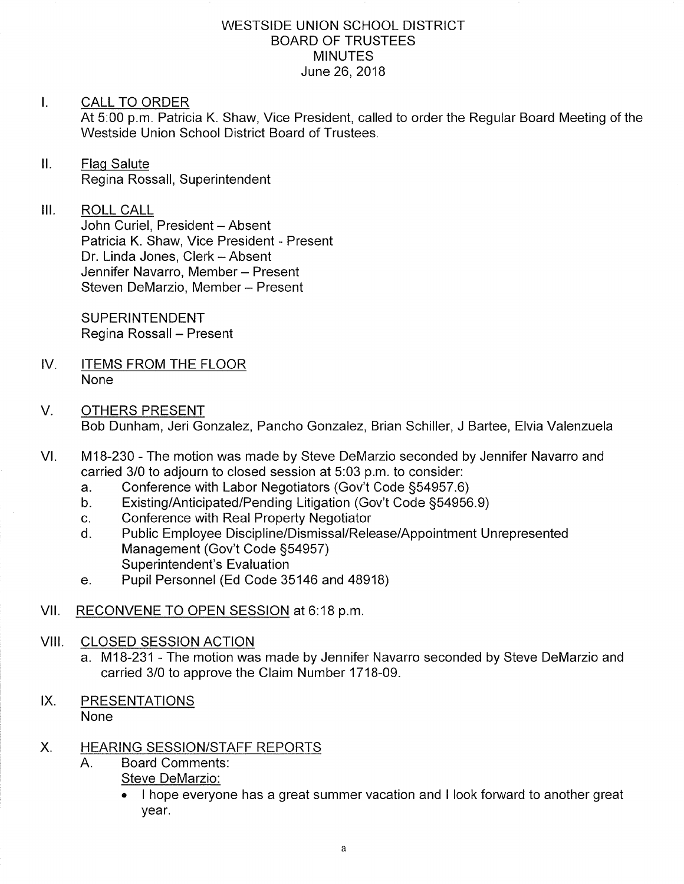# WESTSIDE UNION SCHOOL DISTRICT
## BOARD OF TRUSTEES
## MINUTES
June 26, 2018

I. CALL TO ORDER

At 5:00 p.m. Patricia K. Shaw, Vice President, called to order the Regular Board Meeting of the Westside Union School District Board of Trustees.

II. Flag Salute

Regina Rossall, Superintendent

III. ROLL CALL

John Curiel, President – Absent
Patricia K. Shaw, Vice President - Present
Dr. Linda Jones, Clerk – Absent
Jennifer Navarro, Member – Present
Steven DeMarzio, Member – Present

SUPERINTENDENT
Regina Rossall – Present

IV. ITEMS FROM THE FLOOR

None

V. OTHERS PRESENT

Bob Dunham, Jeri Gonzalez, Pancho Gonzalez, Brian Schiller, J Bartee, Elvia Valenzuela

VI. M18-230 - The motion was made by Steve DeMarzio seconded by Jennifer Navarro and carried 3/0 to adjourn to closed session at 5:03 p.m. to consider:

a. Conference with Labor Negotiators (Gov't Code §54957.6)
b. Existing/Anticipated/Pending Litigation (Gov't Code §54956.9)
c. Conference with Real Property Negotiator
d. Public Employee Discipline/Dismissal/Release/Appointment Unrepresented Management (Gov't Code §54957)
   Superintendent's Evaluation
e. Pupil Personnel (Ed Code 35146 and 48918)

VII. RECONVENE TO OPEN SESSION at 6:18 p.m.

VIII. CLOSED SESSION ACTION

a. M18-231 - The motion was made by Jennifer Navarro seconded by Steve DeMarzio and carried 3/0 to approve the Claim Number 1718-09.

IX. PRESENTATIONS

None

X. HEARING SESSION/STAFF REPORTS

A. Board Comments:

Steve DeMarzio:

- I hope everyone has a great summer vacation and I look forward to another great year.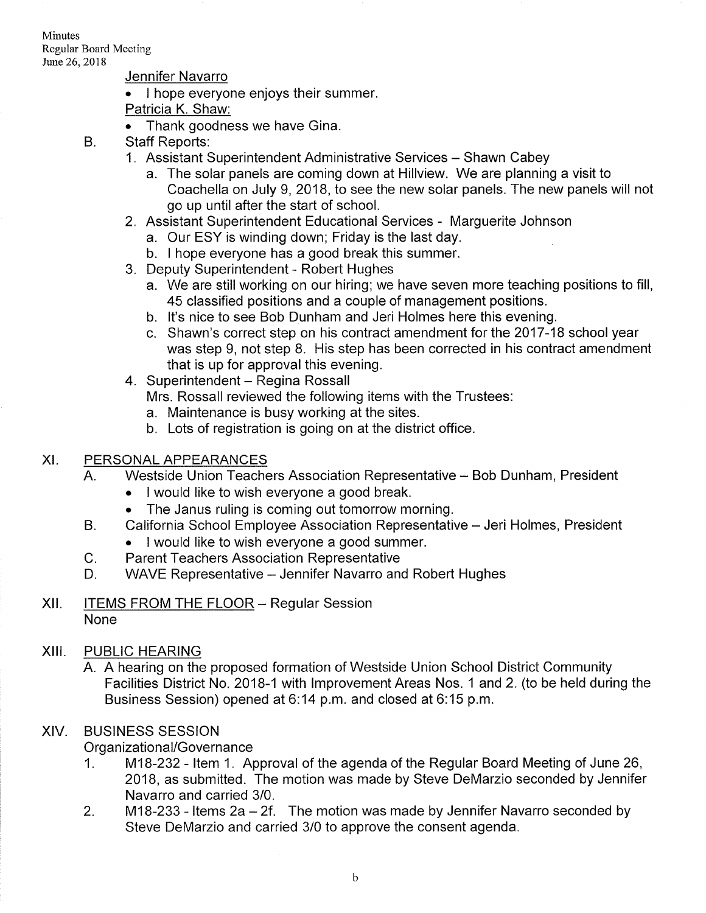Jennifer Navarro

- I hope everyone enjoys their summer.

Patricia K. Shaw:

- Thank goodness we have Gina.

B. Staff Reports:

1. Assistant Superintendent Administrative Services – Shawn Cabey
   a. The solar panels are coming down at Hillview. We are planning a visit to Coachella on July 9, 2018, to see the new solar panels. The new panels will not go up until after the start of school.
2. Assistant Superintendent Educational Services - Marguerite Johnson
   a. Our ESY is winding down; Friday is the last day.
   b. I hope everyone has a good break this summer.
3. Deputy Superintendent - Robert Hughes
   a. We are still working on our hiring; we have seven more teaching positions to fill, 45 classified positions and a couple of management positions.
   b. It's nice to see Bob Dunham and Jeri Holmes here this evening.
   c. Shawn's correct step on his contract amendment for the 2017-18 school year was step 9, not step 8. His step has been corrected in his contract amendment that is up for approval this evening.
4. Superintendent – Regina Rossall
   Mrs. Rossall reviewed the following items with the Trustees:
   a. Maintenance is busy working at the sites.
   b. Lots of registration is going on at the district office.

## XI. PERSONAL APPEARANCES

A. Westside Union Teachers Association Representative – Bob Dunham, President

- I would like to wish everyone a good break.
- The Janus ruling is coming out tomorrow morning.

B. California School Employee Association Representative – Jeri Holmes, President

- I would like to wish everyone a good summer.

C. Parent Teachers Association Representative

D. WAVE Representative – Jennifer Navarro and Robert Hughes

## XII. ITEMS FROM THE FLOOR – Regular Session

None

## XIII. PUBLIC HEARING

A. A hearing on the proposed formation of Westside Union School District Community Facilities District No. 2018-1 with Improvement Areas Nos. 1 and 2. (to be held during the Business Session) opened at 6:14 p.m. and closed at 6:15 p.m.

## XIV. BUSINESS SESSION

Organizational/Governance

1. M18-232 - Item 1. Approval of the agenda of the Regular Board Meeting of June 26, 2018, as submitted. The motion was made by Steve DeMarzio seconded by Jennifer Navarro and carried 3/0.
2. M18-233 - Items 2a – 2f. The motion was made by Jennifer Navarro seconded by Steve DeMarzio and carried 3/0 to approve the consent agenda.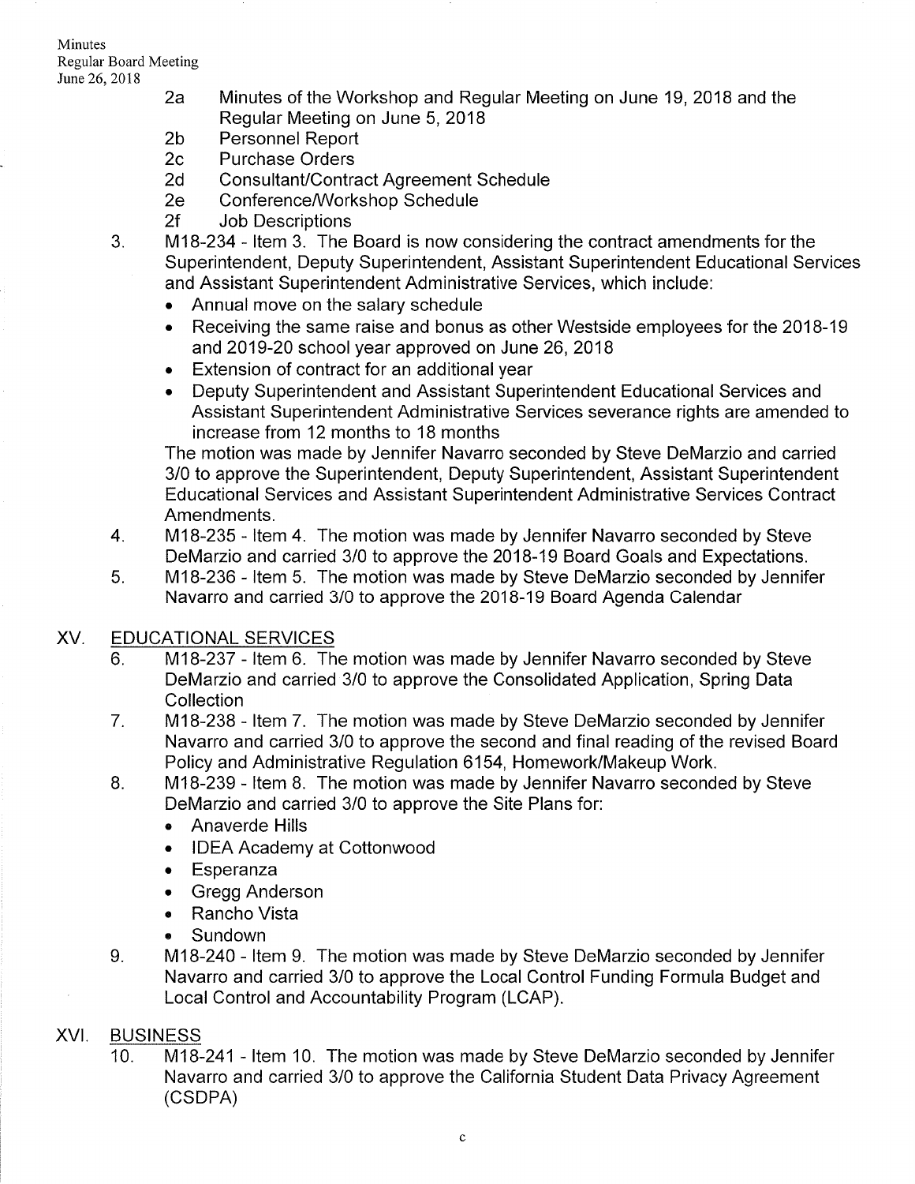- 2a Minutes of the Workshop and Regular Meeting on June 19, 2018 and the Regular Meeting on June 5, 2018
- 2b Personnel Report
- 2c Purchase Orders
- 2d Consultant/Contract Agreement Schedule
- 2e Conference/Workshop Schedule
- 2f Job Descriptions

3. M18-234 - Item 3. The Board is now considering the contract amendments for the Superintendent, Deputy Superintendent, Assistant Superintendent Educational Services and Assistant Superintendent Administrative Services, which include:
   - Annual move on the salary schedule
   - Receiving the same raise and bonus as other Westside employees for the 2018-19 and 2019-20 school year approved on June 26, 2018
   - Extension of contract for an additional year
   - Deputy Superintendent and Assistant Superintendent Educational Services and Assistant Superintendent Administrative Services severance rights are amended to increase from 12 months to 18 months

   The motion was made by Jennifer Navarro seconded by Steve DeMarzio and carried 3/0 to approve the Superintendent, Deputy Superintendent, Assistant Superintendent Educational Services and Assistant Superintendent Administrative Services Contract Amendments.
4. M18-235 - Item 4. The motion was made by Jennifer Navarro seconded by Steve DeMarzio and carried 3/0 to approve the 2018-19 Board Goals and Expectations.
5. M18-236 - Item 5. The motion was made by Steve DeMarzio seconded by Jennifer Navarro and carried 3/0 to approve the 2018-19 Board Agenda Calendar

## XV. EDUCATIONAL SERVICES

6. M18-237 - Item 6. The motion was made by Jennifer Navarro seconded by Steve DeMarzio and carried 3/0 to approve the Consolidated Application, Spring Data Collection
7. M18-238 - Item 7. The motion was made by Steve DeMarzio seconded by Jennifer Navarro and carried 3/0 to approve the second and final reading of the revised Board Policy and Administrative Regulation 6154, Homework/Makeup Work.
8. M18-239 - Item 8. The motion was made by Jennifer Navarro seconded by Steve DeMarzio and carried 3/0 to approve the Site Plans for:
   - Anaverde Hills
   - IDEA Academy at Cottonwood
   - Esperanza
   - Gregg Anderson
   - Rancho Vista
   - Sundown
9. M18-240 - Item 9. The motion was made by Steve DeMarzio seconded by Jennifer Navarro and carried 3/0 to approve the Local Control Funding Formula Budget and Local Control and Accountability Program (LCAP).

## XVI. BUSINESS

10. M18-241 - Item 10. The motion was made by Steve DeMarzio seconded by Jennifer Navarro and carried 3/0 to approve the California Student Data Privacy Agreement (CSDPA)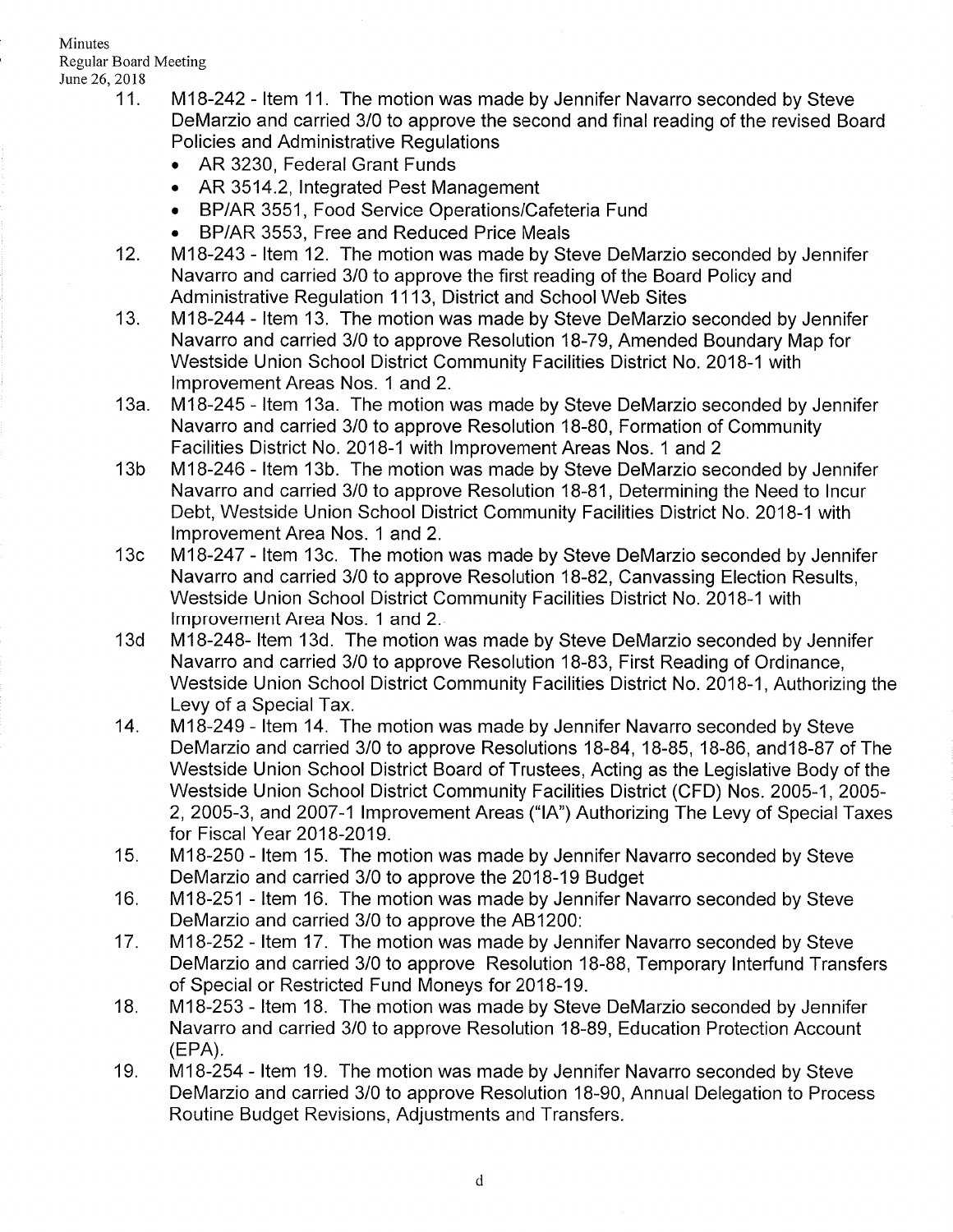11. M18-242 - Item 11. The motion was made by Jennifer Navarro seconded by Steve DeMarzio and carried 3/0 to approve the second and final reading of the revised Board Policies and Administrative Regulations
    - AR 3230, Federal Grant Funds
    - AR 3514.2, Integrated Pest Management
    - BP/AR 3551, Food Service Operations/Cafeteria Fund
    - BP/AR 3553, Free and Reduced Price Meals
12. M18-243 - Item 12. The motion was made by Steve DeMarzio seconded by Jennifer Navarro and carried 3/0 to approve the first reading of the Board Policy and Administrative Regulation 1113, District and School Web Sites
13. M18-244 - Item 13. The motion was made by Steve DeMarzio seconded by Jennifer Navarro and carried 3/0 to approve Resolution 18-79, Amended Boundary Map for Westside Union School District Community Facilities District No. 2018-1 with Improvement Areas Nos. 1 and 2.

13a. M18-245 - Item 13a. The motion was made by Steve DeMarzio seconded by Jennifer Navarro and carried 3/0 to approve Resolution 18-80, Formation of Community Facilities District No. 2018-1 with Improvement Areas Nos. 1 and 2

13b M18-246 - Item 13b. The motion was made by Steve DeMarzio seconded by Jennifer Navarro and carried 3/0 to approve Resolution 18-81, Determining the Need to Incur Debt, Westside Union School District Community Facilities District No. 2018-1 with Improvement Area Nos. 1 and 2.

13c M18-247 - Item 13c. The motion was made by Steve DeMarzio seconded by Jennifer Navarro and carried 3/0 to approve Resolution 18-82, Canvassing Election Results, Westside Union School District Community Facilities District No. 2018-1 with Improvement Area Nos. 1 and 2.

13d M18-248- Item 13d. The motion was made by Steve DeMarzio seconded by Jennifer Navarro and carried 3/0 to approve Resolution 18-83, First Reading of Ordinance, Westside Union School District Community Facilities District No. 2018-1, Authorizing the Levy of a Special Tax.

14. M18-249 - Item 14. The motion was made by Jennifer Navarro seconded by Steve DeMarzio and carried 3/0 to approve Resolutions 18-84, 18-85, 18-86, and18-87 of The Westside Union School District Board of Trustees, Acting as the Legislative Body of the Westside Union School District Community Facilities District (CFD) Nos. 2005-1, 2005-2, 2005-3, and 2007-1 Improvement Areas ("IA") Authorizing The Levy of Special Taxes for Fiscal Year 2018-2019.
15. M18-250 - Item 15. The motion was made by Jennifer Navarro seconded by Steve DeMarzio and carried 3/0 to approve the 2018-19 Budget
16. M18-251 - Item 16. The motion was made by Jennifer Navarro seconded by Steve DeMarzio and carried 3/0 to approve the AB1200:
17. M18-252 - Item 17. The motion was made by Jennifer Navarro seconded by Steve DeMarzio and carried 3/0 to approve Resolution 18-88, Temporary Interfund Transfers of Special or Restricted Fund Moneys for 2018-19.
18. M18-253 - Item 18. The motion was made by Steve DeMarzio seconded by Jennifer Navarro and carried 3/0 to approve Resolution 18-89, Education Protection Account (EPA).
19. M18-254 - Item 19. The motion was made by Jennifer Navarro seconded by Steve DeMarzio and carried 3/0 to approve Resolution 18-90, Annual Delegation to Process Routine Budget Revisions, Adjustments and Transfers.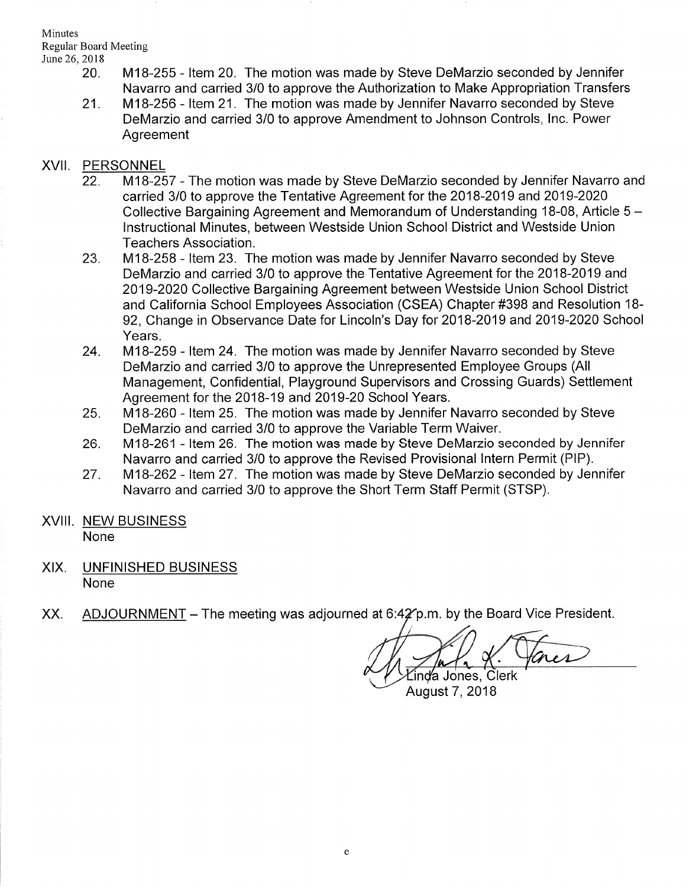20. M18-255 - Item 20. The motion was made by Steve DeMarzio seconded by Jennifer Navarro and carried 3/0 to approve the Authorization to Make Appropriation Transfers
21. M18-256 - Item 21. The motion was made by Jennifer Navarro seconded by Steve DeMarzio and carried 3/0 to approve Amendment to Johnson Controls, Inc. Power Agreement

## XVII. PERSONNEL

22. M18-257 - The motion was made by Steve DeMarzio seconded by Jennifer Navarro and carried 3/0 to approve the Tentative Agreement for the 2018-2019 and 2019-2020 Collective Bargaining Agreement and Memorandum of Understanding 18-08, Article 5 – Instructional Minutes, between Westside Union School District and Westside Union Teachers Association.
23. M18-258 - Item 23. The motion was made by Jennifer Navarro seconded by Steve DeMarzio and carried 3/0 to approve the Tentative Agreement for the 2018-2019 and 2019-2020 Collective Bargaining Agreement between Westside Union School District and California School Employees Association (CSEA) Chapter #398 and Resolution 18-92, Change in Observance Date for Lincoln's Day for 2018-2019 and 2019-2020 School Years.
24. M18-259 - Item 24. The motion was made by Jennifer Navarro seconded by Steve DeMarzio and carried 3/0 to approve the Unrepresented Employee Groups (All Management, Confidential, Playground Supervisors and Crossing Guards) Settlement Agreement for the 2018-19 and 2019-20 School Years.
25. M18-260 - Item 25. The motion was made by Jennifer Navarro seconded by Steve DeMarzio and carried 3/0 to approve the Variable Term Waiver.
26. M18-261 - Item 26. The motion was made by Steve DeMarzio seconded by Jennifer Navarro and carried 3/0 to approve the Revised Provisional Intern Permit (PIP).
27. M18-262 - Item 27. The motion was made by Steve DeMarzio seconded by Jennifer Navarro and carried 3/0 to approve the Short Term Staff Permit (STSP).

## XVIII. NEW BUSINESS

None

## XIX. UNFINISHED BUSINESS

None

## XX. ADJOURNMENT

ADJOURNMENT – The meeting was adjourned at 6:42 p.m. by the Board Vice President.

Linda Jones, Clerk
August 7, 2018